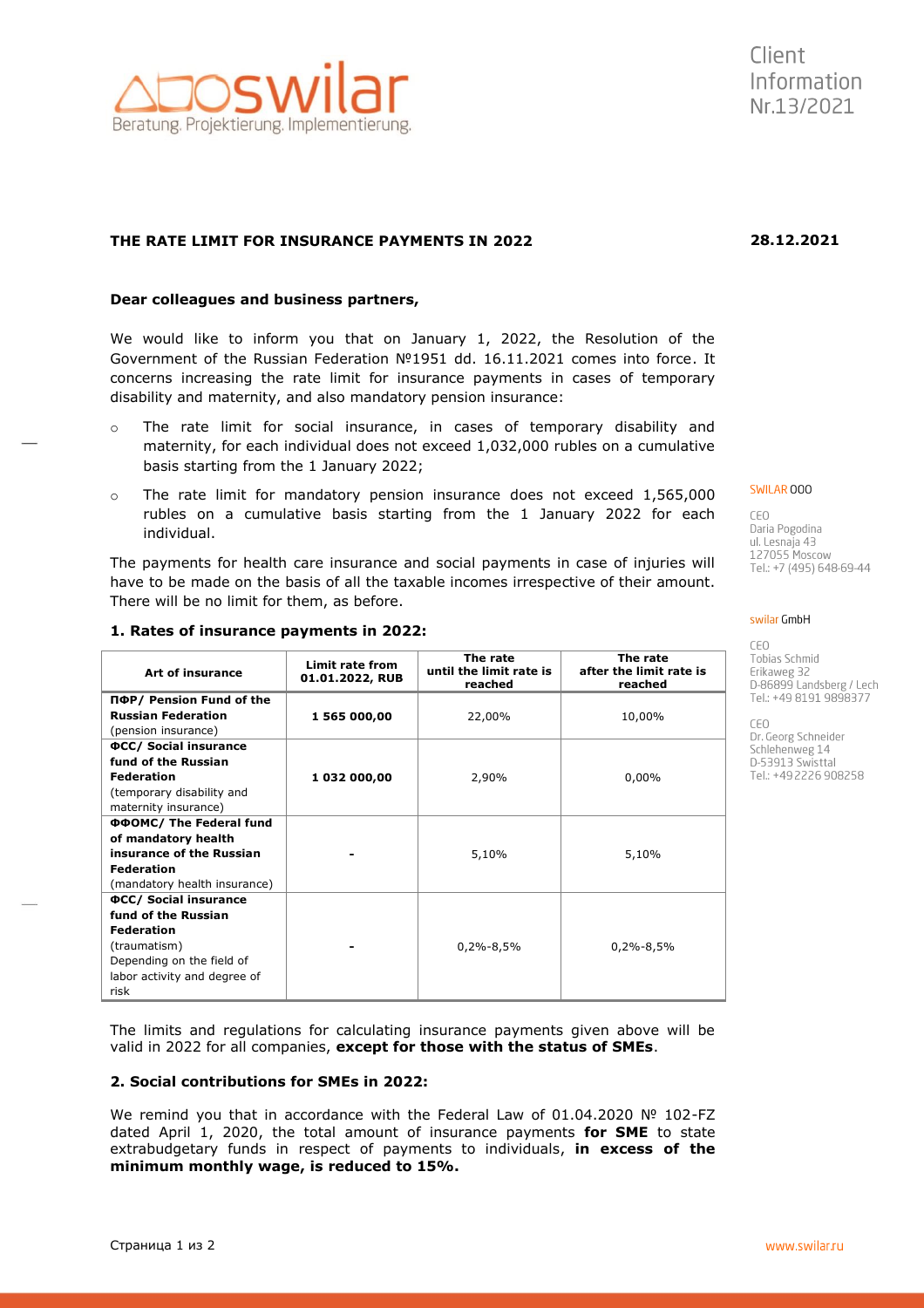Client Information Nr.13/2021

**THE RATE LIMIT FOR INSURANCE PAYMENTS IN 2022**

**28.12.2021**

**Dear colleagues and business partners,**

We would like to inform you that on January 1, 2022, the Resolution of the Government of the Russian Federation №1951 dd. 16.11.2021 comes into force. It concerns increasing the rate limit for insurance payments in cases of temporary disability and maternity, and also mandatory pension insurance:

- The rate limit for social insurance, in cases of temporary disability and maternity, for each individual does not exceed 1,032,000 rubles on a cumulative basis starting from the 1 January 2022;
- The rate limit for mandatory pension insurance does not exceed 1,565,000 rubles on a cumulative basis starting from the 1 January 2022 for each individual.

The payments for health care insurance and social payments in case of injuries will have to be made on the basis of all the taxable incomes irrespective of their amount. There will be no limit for them, as before.

**1. Rates of insurance payments in 2022:**

| Art of insurance | Limit rate from 01.01.2022, RUB | The rate until the limit rate is reached | The rate after the limit rate is reached |
|---|---|---|---|
| **ПФР/ Pension Fund of the Russian Federation** (pension insurance) | 1 565 000,00 | 22,00% | 10,00% |
| **ФСС/ Social insurance fund of the Russian Federation** (temporary disability and maternity insurance) | 1 032 000,00 | 2,90% | 0,00% |
| **ФФОМС/ The Federal fund of mandatory health insurance of the Russian Federation** (mandatory health insurance) | - | 5,10% | 5,10% |
| **ФСС/ Social insurance fund of the Russian Federation** (traumatism) Depending on the field of labor activity and degree of risk | - | 0,2%-8,5% | 0,2%-8,5% |

The limits and regulations for calculating insurance payments given above will be valid in 2022 for all companies, **except for those with the status of SMEs**.

**2. Social contributions for SMEs in 2022:**

We remind you that in accordance with the Federal Law of 01.04.2020 № 102-FZ dated April 1, 2020, the total amount of insurance payments **for SME** to state extrabudgetary funds in respect of payments to individuals, **in excess of the minimum monthly wage, is reduced to 15%.**

SWILAR OOO

CEO
Daria Pogodina
ul. Lesnaja 43
127055 Moscow
Tel.: +7 (495) 648-69-44

swilar GmbH

CEO
Tobias Schmid
Erikaweg 32
D-86899 Landsberg / Lech
Tel.: +49 8191 9898377

CEO
Dr. Georg Schneider
Schlehenweg 14
D-53913 Swisttal
Tel.: +49 2226 908258

www.swilar.ru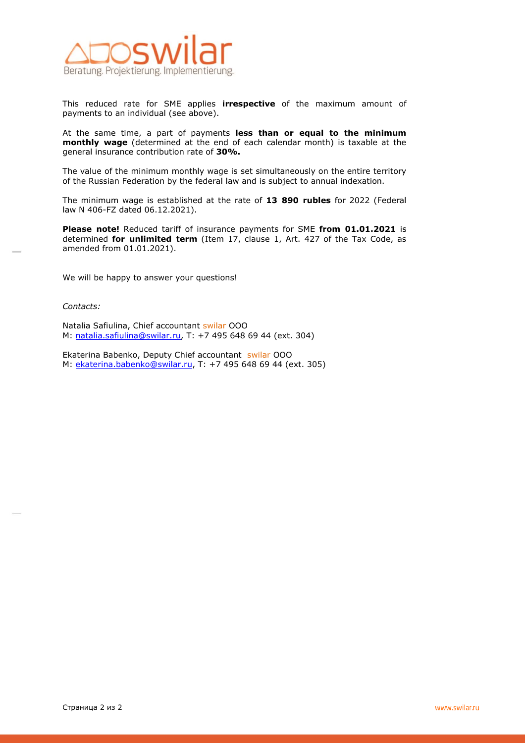This reduced rate for SME applies **irrespective** of the maximum amount of payments to an individual (see above).

At the same time, a part of payments **less than or equal to the minimum monthly wage** (determined at the end of each calendar month) is taxable at the general insurance contribution rate of **30%.**

The value of the minimum monthly wage is set simultaneously on the entire territory of the Russian Federation by the federal law and is subject to annual indexation.

The minimum wage is established at the rate of **13 890 rubles** for 2022 (Federal law N 406-FZ dated 06.12.2021).

**Please note!** Reduced tariff of insurance payments for SME **from 01.01.2021** is determined **for unlimited term** (Item 17, clause 1, Art. 427 of the Tax Code, as amended from 01.01.2021).

We will be happy to answer your questions!

*Contacts:*

Natalia Safiulina, Chief accountant swilar OOO
M: natalia.safiulina@swilar.ru, T: +7 495 648 69 44 (ext. 304)

Ekaterina Babenko, Deputy Chief accountant swilar OOO
M: ekaterina.babenko@swilar.ru, T: +7 495 648 69 44 (ext. 305)